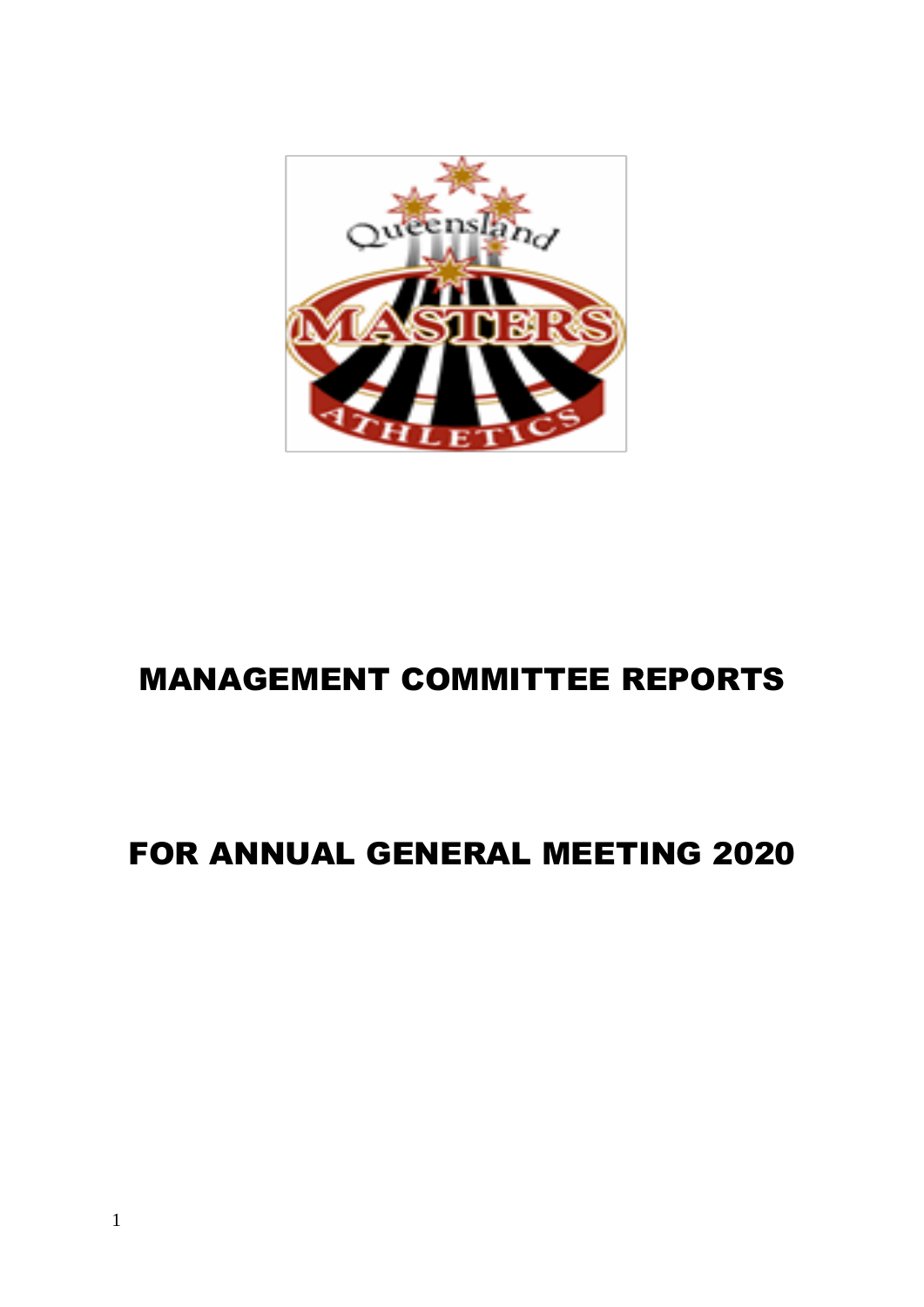# MANAGEMENT COMMITTEE REPORTS

# FOR ANNUAL GENERAL MEETING 2020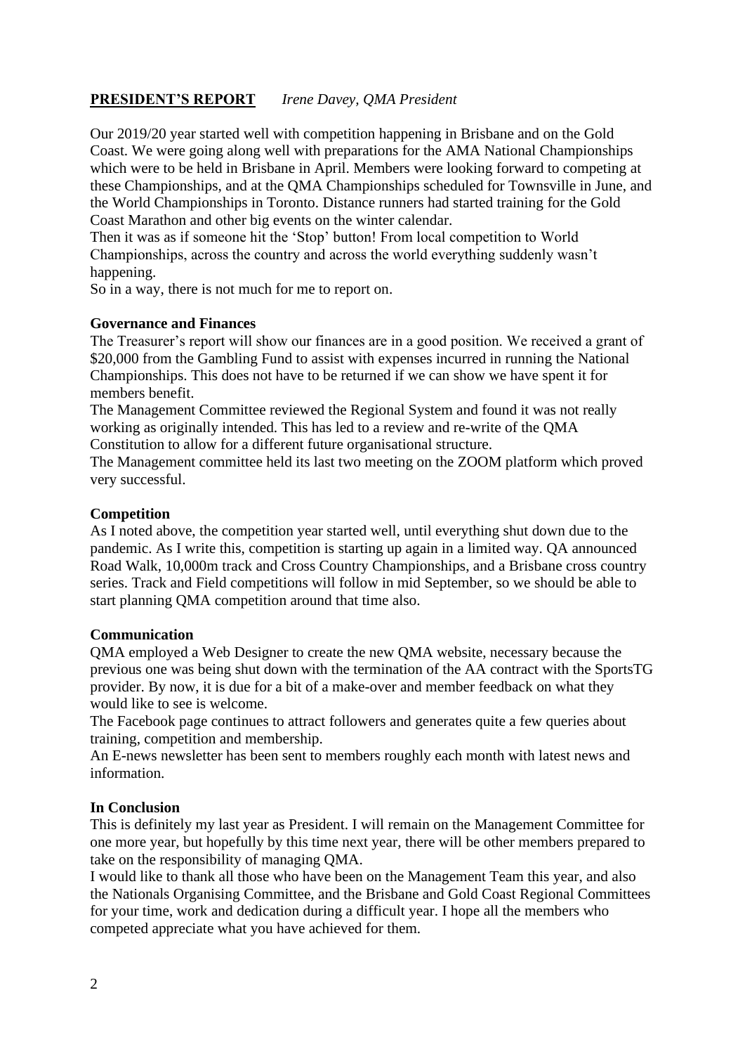## PRESIDENT'S REPORT *Irene Davey, QMA President*

Our 2019/20 year started well with competition happening in Brisbane and on the Gold Coast. We were going along well with preparations for the AMA National Championships which were to be held in Brisbane in April. Members were looking forward to competing at these Championships, and at the QMA Championships scheduled for Townsville in June, and the World Championships in Toronto. Distance runners had started training for the Gold Coast Marathon and other big events on the winter calendar.
Then it was as if someone hit the 'Stop' button! From local competition to World Championships, across the country and across the world everything suddenly wasn't happening.
So in a way, there is not much for me to report on.

### Governance and Finances

The Treasurer's report will show our finances are in a good position. We received a grant of $20,000 from the Gambling Fund to assist with expenses incurred in running the National Championships. This does not have to be returned if we can show we have spent it for members benefit.
The Management Committee reviewed the Regional System and found it was not really working as originally intended. This has led to a review and re-write of the QMA Constitution to allow for a different future organisational structure.
The Management committee held its last two meeting on the ZOOM platform which proved very successful.

### Competition

As I noted above, the competition year started well, until everything shut down due to the pandemic. As I write this, competition is starting up again in a limited way. QA announced Road Walk, 10,000m track and Cross Country Championships, and a Brisbane cross country series. Track and Field competitions will follow in mid September, so we should be able to start planning QMA competition around that time also.

### Communication

QMA employed a Web Designer to create the new QMA website, necessary because the previous one was being shut down with the termination of the AA contract with the SportsTG provider. By now, it is due for a bit of a make-over and member feedback on what they would like to see is welcome.
The Facebook page continues to attract followers and generates quite a few queries about training, competition and membership.
An E-news newsletter has been sent to members roughly each month with latest news and information.

### In Conclusion

This is definitely my last year as President. I will remain on the Management Committee for one more year, but hopefully by this time next year, there will be other members prepared to take on the responsibility of managing QMA.
I would like to thank all those who have been on the Management Team this year, and also the Nationals Organising Committee, and the Brisbane and Gold Coast Regional Committees for your time, work and dedication during a difficult year. I hope all the members who competed appreciate what you have achieved for them.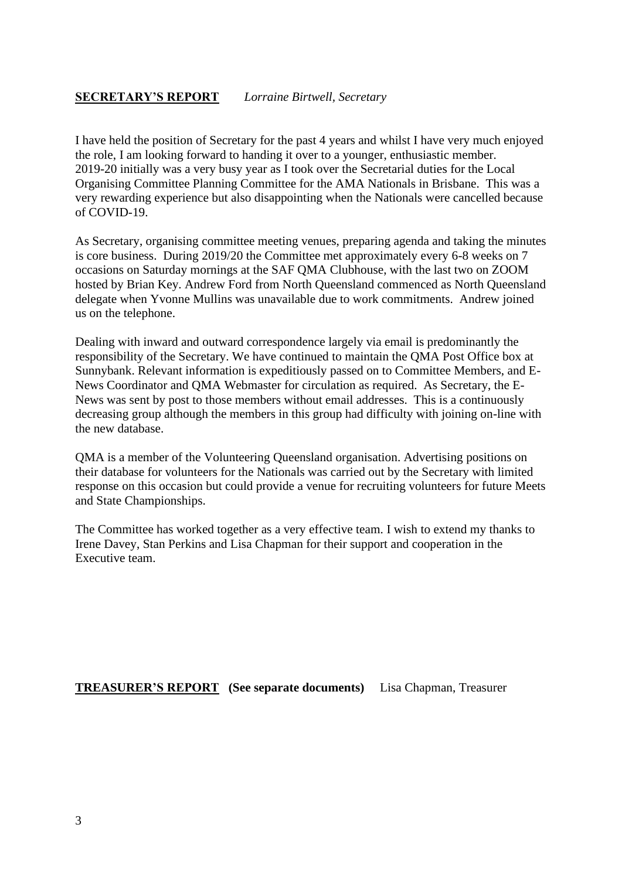## SECRETARY'S REPORT *Lorraine Birtwell, Secretary*

I have held the position of Secretary for the past 4 years and whilst I have very much enjoyed the role, I am looking forward to handing it over to a younger, enthusiastic member. 2019-20 initially was a very busy year as I took over the Secretarial duties for the Local Organising Committee Planning Committee for the AMA Nationals in Brisbane. This was a very rewarding experience but also disappointing when the Nationals were cancelled because of COVID-19.

As Secretary, organising committee meeting venues, preparing agenda and taking the minutes is core business. During 2019/20 the Committee met approximately every 6-8 weeks on 7 occasions on Saturday mornings at the SAF QMA Clubhouse, with the last two on ZOOM hosted by Brian Key. Andrew Ford from North Queensland commenced as North Queensland delegate when Yvonne Mullins was unavailable due to work commitments. Andrew joined us on the telephone.

Dealing with inward and outward correspondence largely via email is predominantly the responsibility of the Secretary. We have continued to maintain the QMA Post Office box at Sunnybank. Relevant information is expeditiously passed on to Committee Members, and E-News Coordinator and QMA Webmaster for circulation as required. As Secretary, the E-News was sent by post to those members without email addresses. This is a continuously decreasing group although the members in this group had difficulty with joining on-line with the new database.

QMA is a member of the Volunteering Queensland organisation. Advertising positions on their database for volunteers for the Nationals was carried out by the Secretary with limited response on this occasion but could provide a venue for recruiting volunteers for future Meets and State Championships.

The Committee has worked together as a very effective team. I wish to extend my thanks to Irene Davey, Stan Perkins and Lisa Chapman for their support and cooperation in the Executive team.

## TREASURER'S REPORT **(See separate documents)** Lisa Chapman, Treasurer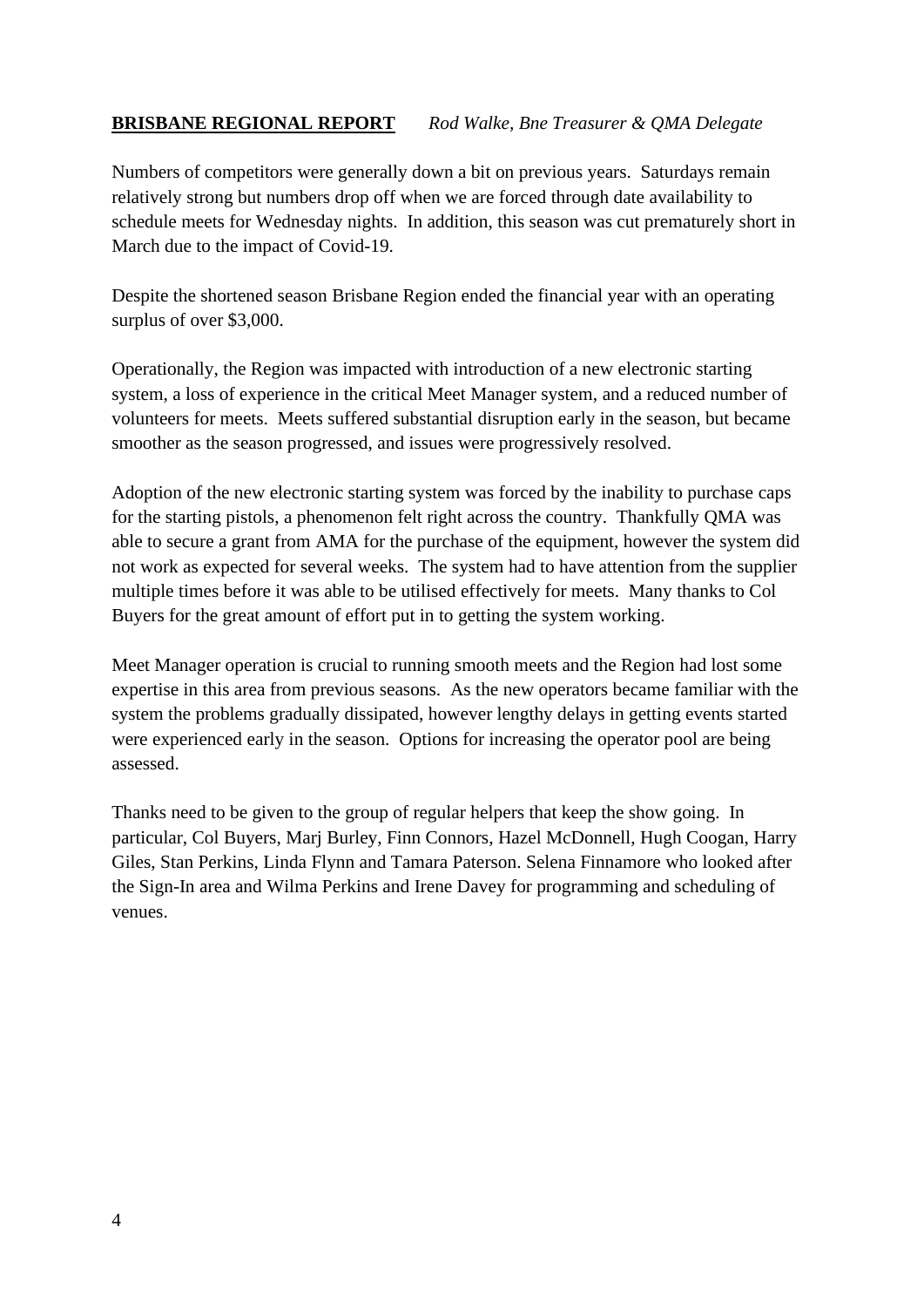## BRISBANE REGIONAL REPORT *Rod Walke, Bne Treasurer & QMA Delegate*

Numbers of competitors were generally down a bit on previous years. Saturdays remain relatively strong but numbers drop off when we are forced through date availability to schedule meets for Wednesday nights. In addition, this season was cut prematurely short in March due to the impact of Covid-19.

Despite the shortened season Brisbane Region ended the financial year with an operating surplus of over $3,000.

Operationally, the Region was impacted with introduction of a new electronic starting system, a loss of experience in the critical Meet Manager system, and a reduced number of volunteers for meets. Meets suffered substantial disruption early in the season, but became smoother as the season progressed, and issues were progressively resolved.

Adoption of the new electronic starting system was forced by the inability to purchase caps for the starting pistols, a phenomenon felt right across the country. Thankfully QMA was able to secure a grant from AMA for the purchase of the equipment, however the system did not work as expected for several weeks. The system had to have attention from the supplier multiple times before it was able to be utilised effectively for meets. Many thanks to Col Buyers for the great amount of effort put in to getting the system working.

Meet Manager operation is crucial to running smooth meets and the Region had lost some expertise in this area from previous seasons. As the new operators became familiar with the system the problems gradually dissipated, however lengthy delays in getting events started were experienced early in the season. Options for increasing the operator pool are being assessed.

Thanks need to be given to the group of regular helpers that keep the show going. In particular, Col Buyers, Marj Burley, Finn Connors, Hazel McDonnell, Hugh Coogan, Harry Giles, Stan Perkins, Linda Flynn and Tamara Paterson. Selena Finnamore who looked after the Sign-In area and Wilma Perkins and Irene Davey for programming and scheduling of venues.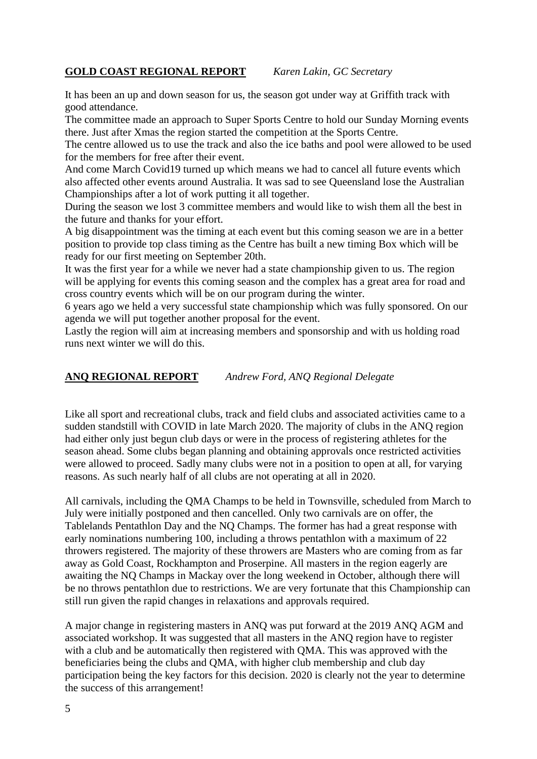## **GOLD COAST REGIONAL REPORT** *Karen Lakin, GC Secretary*

It has been an up and down season for us, the season got under way at Griffith track with good attendance.
The committee made an approach to Super Sports Centre to hold our Sunday Morning events there. Just after Xmas the region started the competition at the Sports Centre.
The centre allowed us to use the track and also the ice baths and pool were allowed to be used for the members for free after their event.
And come March Covid19 turned up which means we had to cancel all future events which also affected other events around Australia. It was sad to see Queensland lose the Australian Championships after a lot of work putting it all together.
During the season we lost 3 committee members and would like to wish them all the best in the future and thanks for your effort.
A big disappointment was the timing at each event but this coming season we are in a better position to provide top class timing as the Centre has built a new timing Box which will be ready for our first meeting on September 20th.
It was the first year for a while we never had a state championship given to us. The region will be applying for events this coming season and the complex has a great area for road and cross country events which will be on our program during the winter.
6 years ago we held a very successful state championship which was fully sponsored. On our agenda we will put together another proposal for the event.
Lastly the region will aim at increasing members and sponsorship and with us holding road runs next winter we will do this.

## **ANQ REGIONAL REPORT** *Andrew Ford, ANQ Regional Delegate*

Like all sport and recreational clubs, track and field clubs and associated activities came to a sudden standstill with COVID in late March 2020. The majority of clubs in the ANQ region had either only just begun club days or were in the process of registering athletes for the season ahead. Some clubs began planning and obtaining approvals once restricted activities were allowed to proceed. Sadly many clubs were not in a position to open at all, for varying reasons. As such nearly half of all clubs are not operating at all in 2020.

All carnivals, including the QMA Champs to be held in Townsville, scheduled from March to July were initially postponed and then cancelled. Only two carnivals are on offer, the Tablelands Pentathlon Day and the NQ Champs. The former has had a great response with early nominations numbering 100, including a throws pentathlon with a maximum of 22 throwers registered. The majority of these throwers are Masters who are coming from as far away as Gold Coast, Rockhampton and Proserpine. All masters in the region eagerly are awaiting the NQ Champs in Mackay over the long weekend in October, although there will be no throws pentathlon due to restrictions. We are very fortunate that this Championship can still run given the rapid changes in relaxations and approvals required.

A major change in registering masters in ANQ was put forward at the 2019 ANQ AGM and associated workshop. It was suggested that all masters in the ANQ region have to register with a club and be automatically then registered with QMA. This was approved with the beneficiaries being the clubs and QMA, with higher club membership and club day participation being the key factors for this decision. 2020 is clearly not the year to determine the success of this arrangement!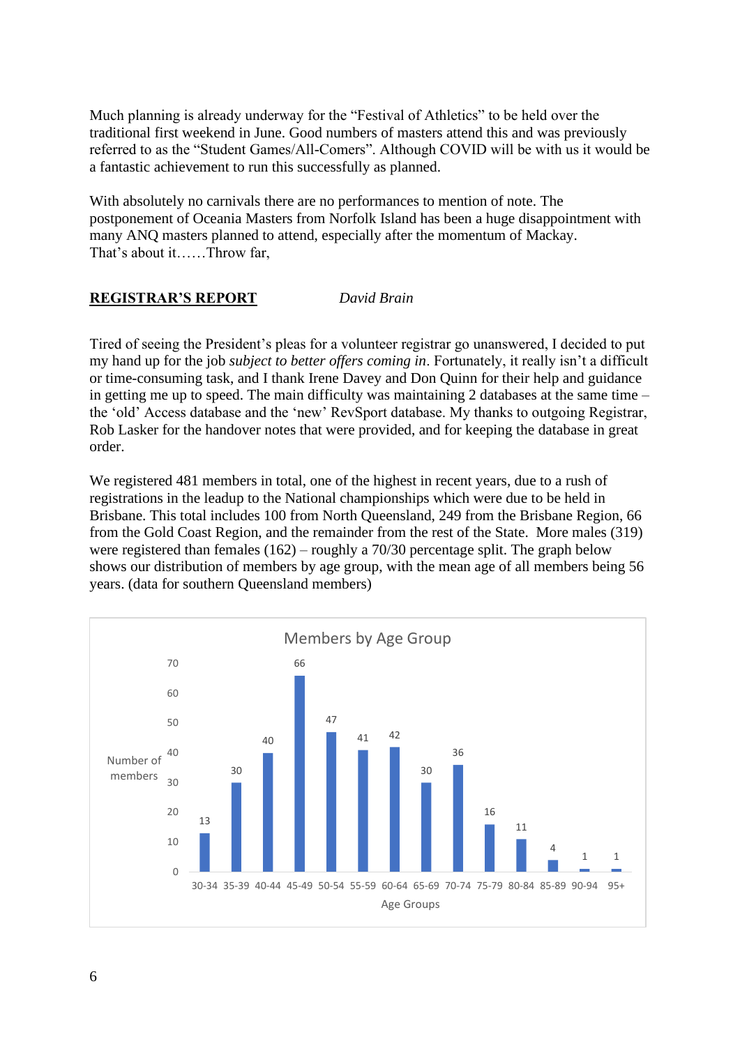Much planning is already underway for the "Festival of Athletics" to be held over the traditional first weekend in June. Good numbers of masters attend this and was previously referred to as the "Student Games/All-Comers". Although COVID will be with us it would be a fantastic achievement to run this successfully as planned.

With absolutely no carnivals there are no performances to mention of note. The postponement of Oceania Masters from Norfolk Island has been a huge disappointment with many ANQ masters planned to attend, especially after the momentum of Mackay.
That's about it……Throw far,

## REGISTRAR'S REPORT *David Brain*

Tired of seeing the President's pleas for a volunteer registrar go unanswered, I decided to put my hand up for the job *subject to better offers coming in*. Fortunately, it really isn't a difficult or time-consuming task, and I thank Irene Davey and Don Quinn for their help and guidance in getting me up to speed. The main difficulty was maintaining 2 databases at the same time – the 'old' Access database and the 'new' RevSport database. My thanks to outgoing Registrar, Rob Lasker for the handover notes that were provided, and for keeping the database in great order.

We registered 481 members in total, one of the highest in recent years, due to a rush of registrations in the leadup to the National championships which were due to be held in Brisbane. This total includes 100 from North Queensland, 249 from the Brisbane Region, 66 from the Gold Coast Region, and the remainder from the rest of the State. More males (319) were registered than females (162) – roughly a 70/30 percentage split. The graph below shows our distribution of members by age group, with the mean age of all members being 56 years. (data for southern Queensland members)

**Members by Age Group**

| Age Groups | Number of members |
|---|---|
| 30-34 | 13 |
| 35-39 | 30 |
| 40-44 | 40 |
| 45-49 | 66 |
| 50-54 | 47 |
| 55-59 | 41 |
| 60-64 | 42 |
| 65-69 | 30 |
| 70-74 | 36 |
| 75-79 | 16 |
| 80-84 | 11 |
| 85-89 | 4 |
| 90-94 | 1 |
| 95+ | 1 |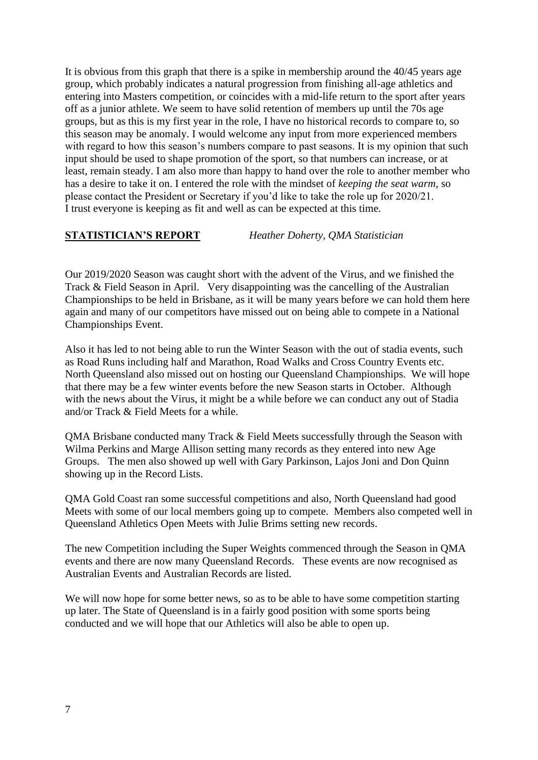It is obvious from this graph that there is a spike in membership around the 40/45 years age group, which probably indicates a natural progression from finishing all-age athletics and entering into Masters competition, or coincides with a mid-life return to the sport after years off as a junior athlete. We seem to have solid retention of members up until the 70s age groups, but as this is my first year in the role, I have no historical records to compare to, so this season may be anomaly. I would welcome any input from more experienced members with regard to how this season's numbers compare to past seasons. It is my opinion that such input should be used to shape promotion of the sport, so that numbers can increase, or at least, remain steady. I am also more than happy to hand over the role to another member who has a desire to take it on. I entered the role with the mindset of *keeping the seat warm*, so please contact the President or Secretary if you'd like to take the role up for 2020/21.
I trust everyone is keeping as fit and well as can be expected at this time.

## STATISTICIAN'S REPORT *Heather Doherty, QMA Statistician*

Our 2019/2020 Season was caught short with the advent of the Virus, and we finished the Track & Field Season in April. Very disappointing was the cancelling of the Australian Championships to be held in Brisbane, as it will be many years before we can hold them here again and many of our competitors have missed out on being able to compete in a National Championships Event.

Also it has led to not being able to run the Winter Season with the out of stadia events, such as Road Runs including half and Marathon, Road Walks and Cross Country Events etc. North Queensland also missed out on hosting our Queensland Championships. We will hope that there may be a few winter events before the new Season starts in October. Although with the news about the Virus, it might be a while before we can conduct any out of Stadia and/or Track & Field Meets for a while.

QMA Brisbane conducted many Track & Field Meets successfully through the Season with Wilma Perkins and Marge Allison setting many records as they entered into new Age Groups. The men also showed up well with Gary Parkinson, Lajos Joni and Don Quinn showing up in the Record Lists.

QMA Gold Coast ran some successful competitions and also, North Queensland had good Meets with some of our local members going up to compete. Members also competed well in Queensland Athletics Open Meets with Julie Brims setting new records.

The new Competition including the Super Weights commenced through the Season in QMA events and there are now many Queensland Records. These events are now recognised as Australian Events and Australian Records are listed.

We will now hope for some better news, so as to be able to have some competition starting up later. The State of Queensland is in a fairly good position with some sports being conducted and we will hope that our Athletics will also be able to open up.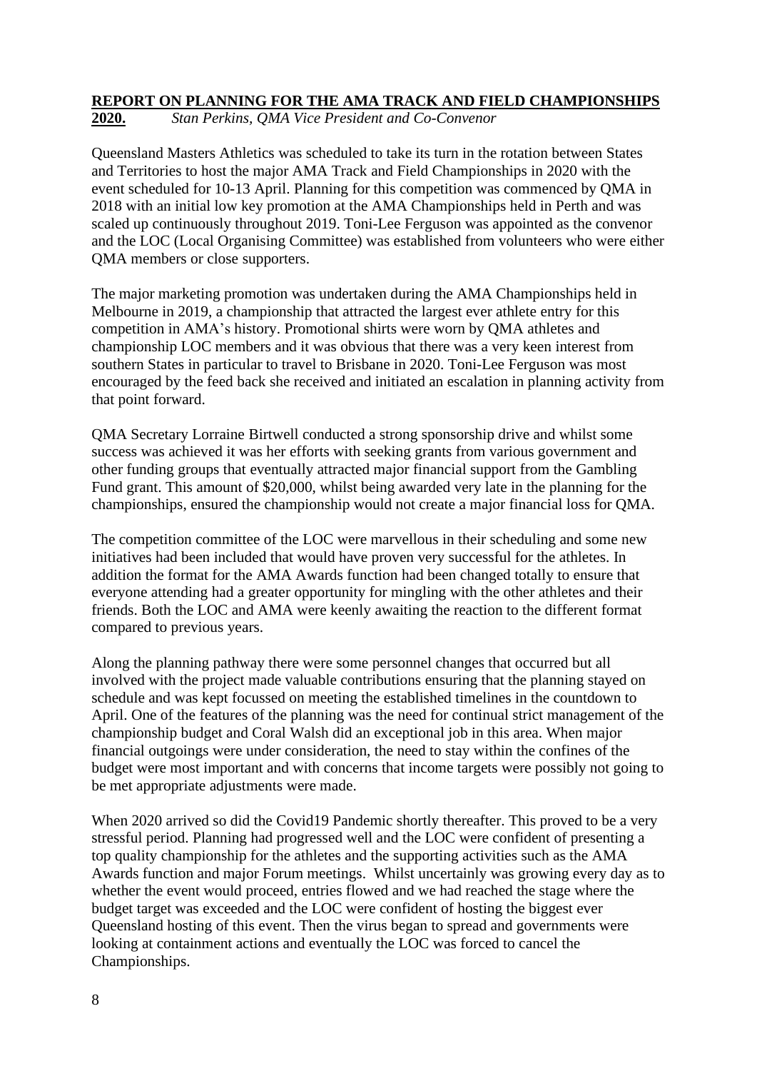**REPORT ON PLANNING FOR THE AMA TRACK AND FIELD CHAMPIONSHIPS 2020.** *Stan Perkins, QMA Vice President and Co-Convenor*

Queensland Masters Athletics was scheduled to take its turn in the rotation between States and Territories to host the major AMA Track and Field Championships in 2020 with the event scheduled for 10-13 April. Planning for this competition was commenced by QMA in 2018 with an initial low key promotion at the AMA Championships held in Perth and was scaled up continuously throughout 2019. Toni-Lee Ferguson was appointed as the convenor and the LOC (Local Organising Committee) was established from volunteers who were either QMA members or close supporters.

The major marketing promotion was undertaken during the AMA Championships held in Melbourne in 2019, a championship that attracted the largest ever athlete entry for this competition in AMA's history. Promotional shirts were worn by QMA athletes and championship LOC members and it was obvious that there was a very keen interest from southern States in particular to travel to Brisbane in 2020. Toni-Lee Ferguson was most encouraged by the feed back she received and initiated an escalation in planning activity from that point forward.

QMA Secretary Lorraine Birtwell conducted a strong sponsorship drive and whilst some success was achieved it was her efforts with seeking grants from various government and other funding groups that eventually attracted major financial support from the Gambling Fund grant. This amount of $20,000, whilst being awarded very late in the planning for the championships, ensured the championship would not create a major financial loss for QMA.

The competition committee of the LOC were marvellous in their scheduling and some new initiatives had been included that would have proven very successful for the athletes. In addition the format for the AMA Awards function had been changed totally to ensure that everyone attending had a greater opportunity for mingling with the other athletes and their friends. Both the LOC and AMA were keenly awaiting the reaction to the different format compared to previous years.

Along the planning pathway there were some personnel changes that occurred but all involved with the project made valuable contributions ensuring that the planning stayed on schedule and was kept focussed on meeting the established timelines in the countdown to April. One of the features of the planning was the need for continual strict management of the championship budget and Coral Walsh did an exceptional job in this area. When major financial outgoings were under consideration, the need to stay within the confines of the budget were most important and with concerns that income targets were possibly not going to be met appropriate adjustments were made.

When 2020 arrived so did the Covid19 Pandemic shortly thereafter. This proved to be a very stressful period. Planning had progressed well and the LOC were confident of presenting a top quality championship for the athletes and the supporting activities such as the AMA Awards function and major Forum meetings. Whilst uncertainly was growing every day as to whether the event would proceed, entries flowed and we had reached the stage where the budget target was exceeded and the LOC were confident of hosting the biggest ever Queensland hosting of this event. Then the virus began to spread and governments were looking at containment actions and eventually the LOC was forced to cancel the Championships.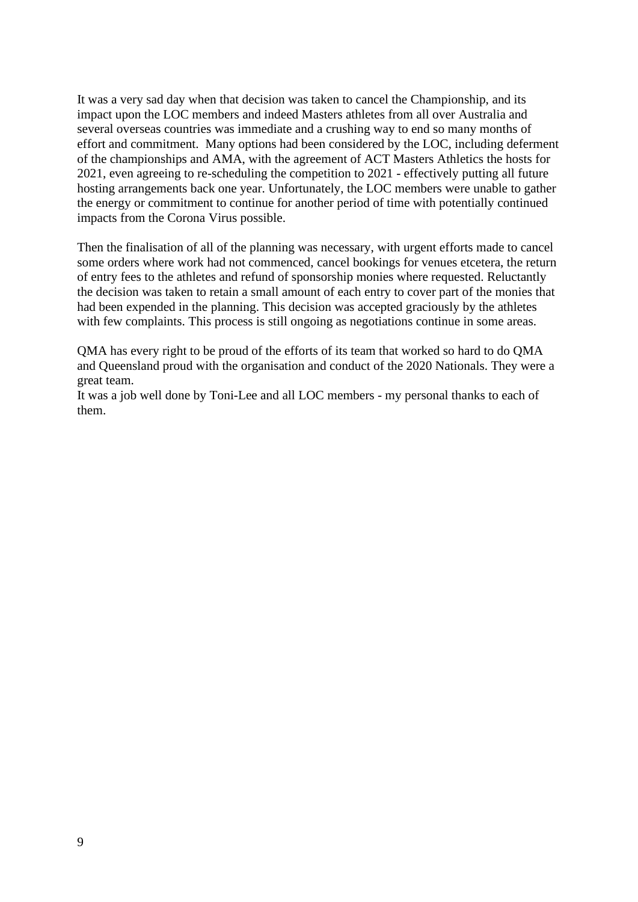It was a very sad day when that decision was taken to cancel the Championship, and its impact upon the LOC members and indeed Masters athletes from all over Australia and several overseas countries was immediate and a crushing way to end so many months of effort and commitment. Many options had been considered by the LOC, including deferment of the championships and AMA, with the agreement of ACT Masters Athletics the hosts for 2021, even agreeing to re-scheduling the competition to 2021 - effectively putting all future hosting arrangements back one year. Unfortunately, the LOC members were unable to gather the energy or commitment to continue for another period of time with potentially continued impacts from the Corona Virus possible.

Then the finalisation of all of the planning was necessary, with urgent efforts made to cancel some orders where work had not commenced, cancel bookings for venues etcetera, the return of entry fees to the athletes and refund of sponsorship monies where requested. Reluctantly the decision was taken to retain a small amount of each entry to cover part of the monies that had been expended in the planning. This decision was accepted graciously by the athletes with few complaints. This process is still ongoing as negotiations continue in some areas.

QMA has every right to be proud of the efforts of its team that worked so hard to do QMA and Queensland proud with the organisation and conduct of the 2020 Nationals. They were a great team.
It was a job well done by Toni-Lee and all LOC members - my personal thanks to each of them.